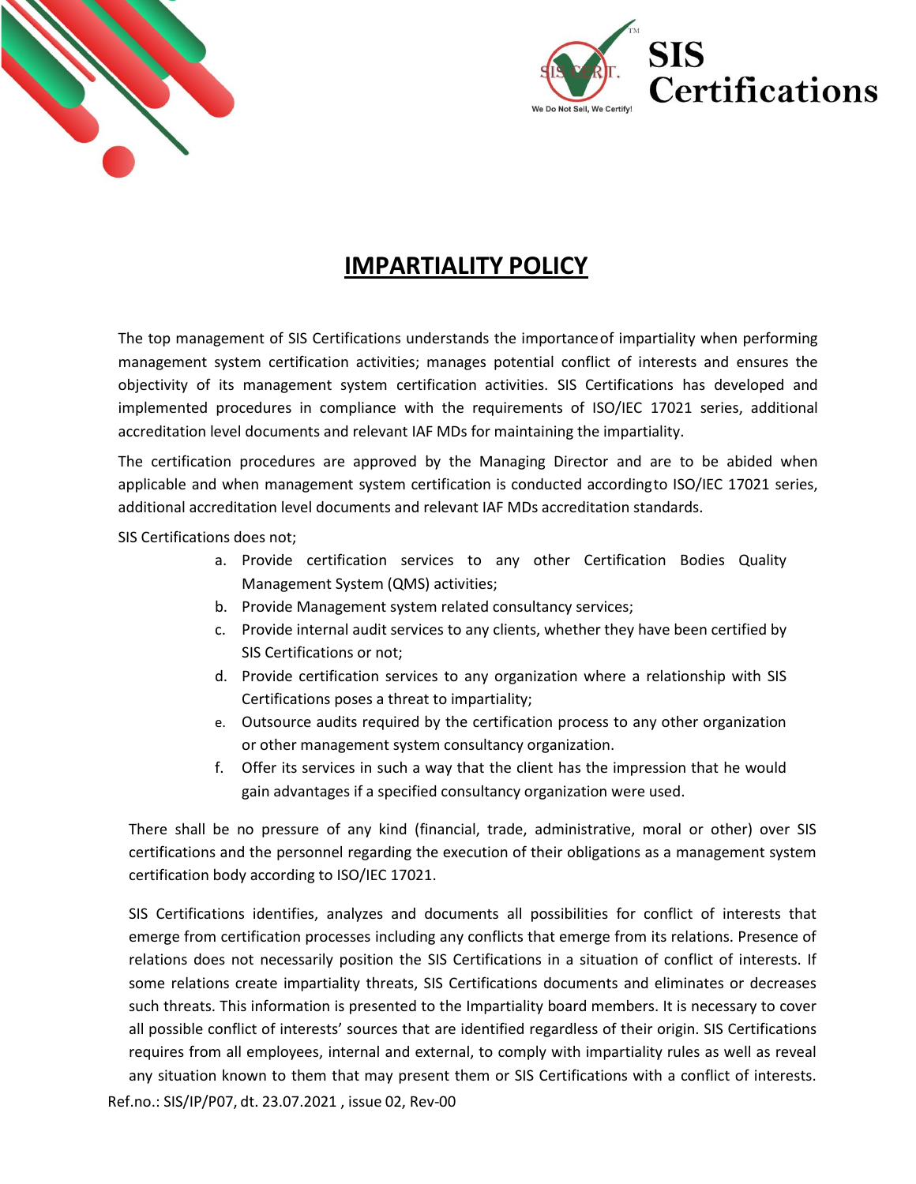# IMPARTIALITY POLICY

The top management of SIS Certifications understands the importance of impartiality when performing management system certification activities; manages potential conflict of interests and ensures the objectivity of its management system certification activities. SIS Certifications has developed and implemented procedures in compliance with the requirements of ISO/IEC 17021 series, additional accreditation level documents and relevant IAF MDs for maintaining the impartiality.

The certification procedures are approved by the Managing Director and are to be abided when applicable and when management system certification is conducted according to ISO/IEC 17021 series, additional accreditation level documents and relevant IAF MDs accreditation standards.

SIS Certifications does not;

a. Provide certification services to any other Certification Bodies Quality Management System (QMS) activities;
b. Provide Management system related consultancy services;
c. Provide internal audit services to any clients, whether they have been certified by SIS Certifications or not;
d. Provide certification services to any organization where a relationship with SIS Certifications poses a threat to impartiality;
e. Outsource audits required by the certification process to any other organization or other management system consultancy organization.
f. Offer its services in such a way that the client has the impression that he would gain advantages if a specified consultancy organization were used.

There shall be no pressure of any kind (financial, trade, administrative, moral or other) over SIS certifications and the personnel regarding the execution of their obligations as a management system certification body according to ISO/IEC 17021.

SIS Certifications identifies, analyzes and documents all possibilities for conflict of interests that emerge from certification processes including any conflicts that emerge from its relations. Presence of relations does not necessarily position the SIS Certifications in a situation of conflict of interests. If some relations create impartiality threats, SIS Certifications documents and eliminates or decreases such threats. This information is presented to the Impartiality board members. It is necessary to cover all possible conflict of interests' sources that are identified regardless of their origin. SIS Certifications requires from all employees, internal and external, to comply with impartiality rules as well as reveal any situation known to them that may present them or SIS Certifications with a conflict of interests.

Ref.no.: SIS/IP/P07, dt. 23.07.2021 , issue 02, Rev-00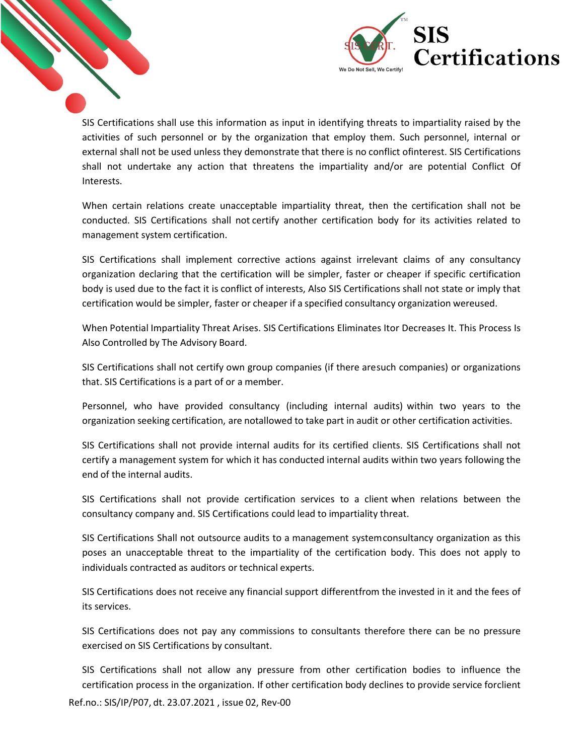SIS Certifications shall use this information as input in identifying threats to impartiality raised by the activities of such personnel or by the organization that employ them. Such personnel, internal or external shall not be used unless they demonstrate that there is no conflict ofinterest. SIS Certifications shall not undertake any action that threatens the impartiality and/or are potential Conflict Of Interests.

When certain relations create unacceptable impartiality threat, then the certification shall not be conducted. SIS Certifications shall not certify another certification body for its activities related to management system certification.

SIS Certifications shall implement corrective actions against irrelevant claims of any consultancy organization declaring that the certification will be simpler, faster or cheaper if specific certification body is used due to the fact it is conflict of interests, Also SIS Certifications shall not state or imply that certification would be simpler, faster or cheaper if a specified consultancy organization wereused.

When Potential Impartiality Threat Arises. SIS Certifications Eliminates Itor Decreases It. This Process Is Also Controlled by The Advisory Board.

SIS Certifications shall not certify own group companies (if there aresuch companies) or organizations that. SIS Certifications is a part of or a member.

Personnel, who have provided consultancy (including internal audits) within two years to the organization seeking certification, are notallowed to take part in audit or other certification activities.

SIS Certifications shall not provide internal audits for its certified clients. SIS Certifications shall not certify a management system for which it has conducted internal audits within two years following the end of the internal audits.

SIS Certifications shall not provide certification services to a client when relations between the consultancy company and. SIS Certifications could lead to impartiality threat.

SIS Certifications Shall not outsource audits to a management systemconsultancy organization as this poses an unacceptable threat to the impartiality of the certification body. This does not apply to individuals contracted as auditors or technical experts.

SIS Certifications does not receive any financial support differentfrom the invested in it and the fees of its services.

SIS Certifications does not pay any commissions to consultants therefore there can be no pressure exercised on SIS Certifications by consultant.

SIS Certifications shall not allow any pressure from other certification bodies to influence the certification process in the organization. If other certification body declines to provide service forclient

Ref.no.: SIS/IP/P07, dt. 23.07.2021 , issue 02, Rev-00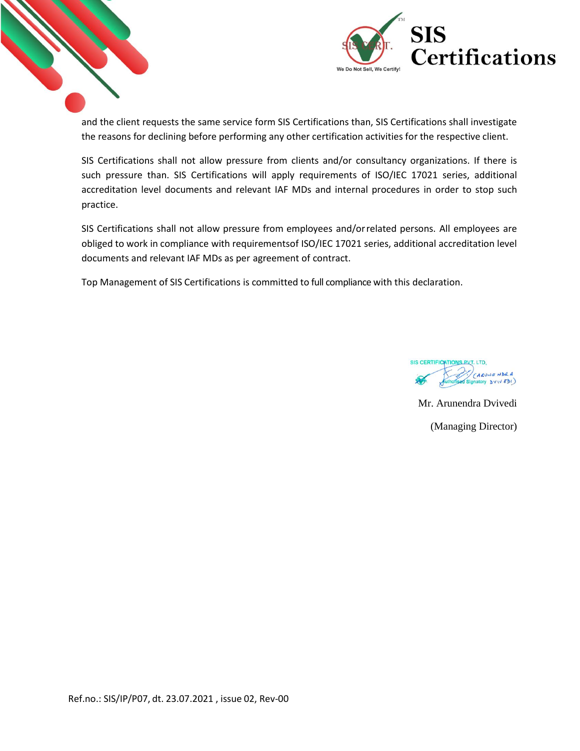and the client requests the same service form SIS Certifications than, SIS Certifications shall investigate the reasons for declining before performing any other certification activities for the respective client.

SIS Certifications shall not allow pressure from clients and/or consultancy organizations. If there is such pressure than. SIS Certifications will apply requirements of ISO/IEC 17021 series, additional accreditation level documents and relevant IAF MDs and internal procedures in order to stop such practice.

SIS Certifications shall not allow pressure from employees and/or related persons. All employees are obliged to work in compliance with requirementsof ISO/IEC 17021 series, additional accreditation level documents and relevant IAF MDs as per agreement of contract.

Top Management of SIS Certifications is committed to full compliance with this declaration.

SIS CERTIFICATIONS PVT. LTD.
Authorised Signatory (ARUNENDRA DVIVEDI)

Mr. Arunendra Dvivedi

(Managing Director)

Ref.no.: SIS/IP/P07, dt. 23.07.2021 , issue 02, Rev-00